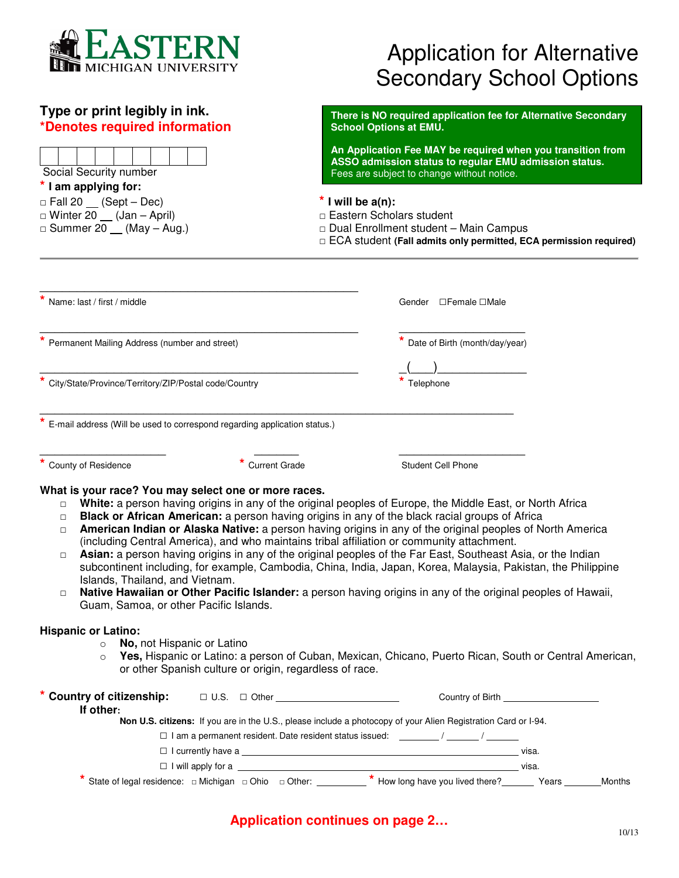EASTERN MICHIGAN UNIVERSITY

# Application for Alternative Secondary School Options

**Type or print legibly in ink.**
**\*Denotes required information**

**There is NO required application fee for Alternative Secondary School Options at EMU.**

**An Application Fee MAY be required when you transition from ASSO admission status to regular EMU admission status.** Fees are subject to change without notice.

Social Security number

\* **I am applying for:**
- □ Fall 20 __ (Sept – Dec)
- □ Winter 20 __ (Jan – April)
- □ Summer 20 __ (May – Aug.)

\* **I will be a(n):**
- □ Eastern Scholars student
- □ Dual Enrollment student – Main Campus
- □ ECA student **(Fall admits only permitted, ECA permission required)**

---

\* Name: last / first / middle ______________________ Gender ☐Female ☐Male

\* Permanent Mailing Address (number and street) ______________________ \* Date of Birth (month/day/year) ______________________

\* City/State/Province/Territory/ZIP/Postal code/Country ______________________ \* Telephone _(___)______________

\* E-mail address (Will be used to correspond regarding application status.) ______________________

\* County of Residence ______________ \* Current Grade ________ Student Cell Phone ______________

**What is your race? You may select one or more races.**
- □ **White:** a person having origins in any of the original peoples of Europe, the Middle East, or North Africa
- □ **Black or African American:** a person having origins in any of the black racial groups of Africa
- □ **American Indian or Alaska Native:** a person having origins in any of the original peoples of North America (including Central America), and who maintains tribal affiliation or community attachment.
- □ **Asian:** a person having origins in any of the original peoples of the Far East, Southeast Asia, or the Indian subcontinent including, for example, Cambodia, China, India, Japan, Korea, Malaysia, Pakistan, the Philippine Islands, Thailand, and Vietnam.
- □ **Native Hawaiian or Other Pacific Islander:** a person having origins in any of the original peoples of Hawaii, Guam, Samoa, or other Pacific Islands.

**Hispanic or Latino:**
- ○ **No,** not Hispanic or Latino
- ○ **Yes,** Hispanic or Latino: a person of Cuban, Mexican, Chicano, Puerto Rican, South or Central American, or other Spanish culture or origin, regardless of race.

\* **Country of citizenship:** ☐ U.S. ☐ Other ______________________ Country of Birth ______________

**If other:**

**Non U.S. citizens:** If you are in the U.S., please include a photocopy of your Alien Registration Card or I-94.

- ☐ I am a permanent resident. Date resident status issued: ________ / ______ / ______
- ☐ I currently have a ______________________ visa.
- ☐ I will apply for a ______________________ visa.

\* State of legal residence: □ Michigan □ Ohio □ Other: __________ \* How long have you lived there?______ Years _______Months

**Application continues on page 2…**

10/13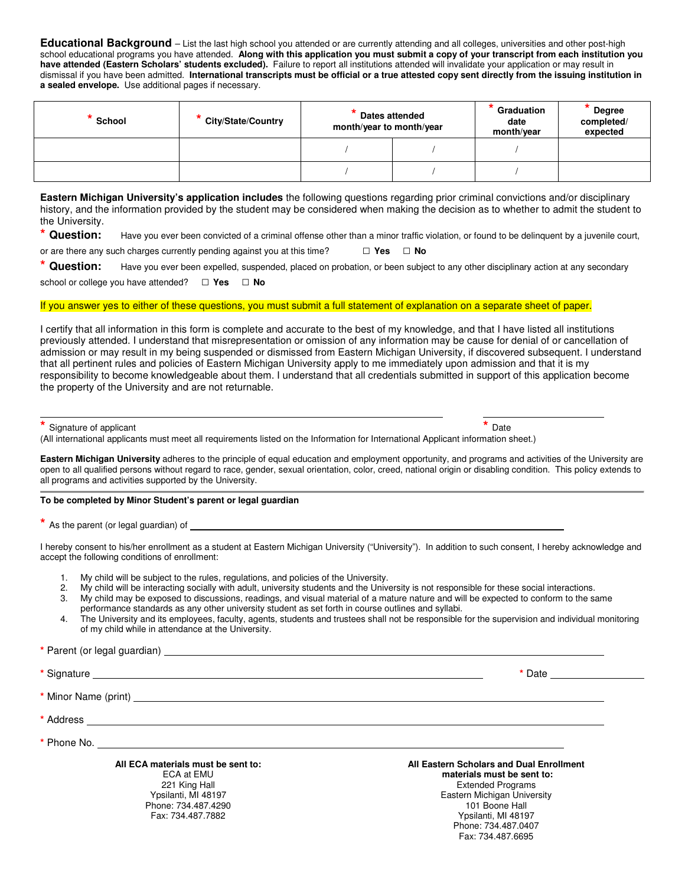**Educational Background** – List the last high school you attended or are currently attending and all colleges, universities and other post-high school educational programs you have attended. **Along with this application you must submit a copy of your transcript from each institution you have attended (Eastern Scholars' students excluded).** Failure to report all institutions attended will invalidate your application or may result in dismissal if you have been admitted. **International transcripts must be official or a true attested copy sent directly from the issuing institution in a sealed envelope.** Use additional pages if necessary.

| * School | * City/State/Country | * Dates attended month/year to month/year | | * Graduation date month/year | * Degree completed/ expected |
|---|---|---|---|---|---|
| | | / | / | / | |
| | | / | / | / | |

**Eastern Michigan University's application includes** the following questions regarding prior criminal convictions and/or disciplinary history, and the information provided by the student may be considered when making the decision as to whether to admit the student to the University.

\* **Question:** Have you ever been convicted of a criminal offense other than a minor traffic violation, or found to be delinquent by a juvenile court, or are there any such charges currently pending against you at this time? ☐ **Yes** ☐ **No**

\* **Question:** Have you ever been expelled, suspended, placed on probation, or been subject to any other disciplinary action at any secondary school or college you have attended? ☐ **Yes** ☐ **No**

If you answer yes to either of these questions, you must submit a full statement of explanation on a separate sheet of paper.

I certify that all information in this form is complete and accurate to the best of my knowledge, and that I have listed all institutions previously attended. I understand that misrepresentation or omission of any information may be cause for denial of or cancellation of admission or may result in my being suspended or dismissed from Eastern Michigan University, if discovered subsequent. I understand that all pertinent rules and policies of Eastern Michigan University apply to me immediately upon admission and that it is my responsibility to become knowledgeable about them. I understand that all credentials submitted in support of this application become the property of the University and are not returnable.

\* Signature of applicant ____________________ \* Date ____________

(All international applicants must meet all requirements listed on the Information for International Applicant information sheet.)

**Eastern Michigan University** adheres to the principle of equal education and employment opportunity, and programs and activities of the University are open to all qualified persons without regard to race, gender, sexual orientation, color, creed, national origin or disabling condition. This policy extends to all programs and activities supported by the University.

**To be completed by Minor Student's parent or legal guardian**

\* As the parent (or legal guardian) of ____________________

I hereby consent to his/her enrollment as a student at Eastern Michigan University ("University"). In addition to such consent, I hereby acknowledge and accept the following conditions of enrollment:

1. My child will be subject to the rules, regulations, and policies of the University.
2. My child will be interacting socially with adult, university students and the University is not responsible for these social interactions.
3. My child may be exposed to discussions, readings, and visual material of a mature nature and will be expected to conform to the same performance standards as any other university student as set forth in course outlines and syllabi.
4. The University and its employees, faculty, agents, students and trustees shall not be responsible for the supervision and individual monitoring of my child while in attendance at the University.

\* Parent (or legal guardian) ____________________

\* Signature ____________________ \* Date ____________

\* Minor Name (print) ____________________

\* Address ____________________

\* Phone No. ____________________

**All ECA materials must be sent to:**
ECA at EMU
221 King Hall
Ypsilanti, MI 48197
Phone: 734.487.4290
Fax: 734.487.7882

**All Eastern Scholars and Dual Enrollment materials must be sent to:**
Extended Programs
Eastern Michigan University
101 Boone Hall
Ypsilanti, MI 48197
Phone: 734.487.0407
Fax: 734.487.6695